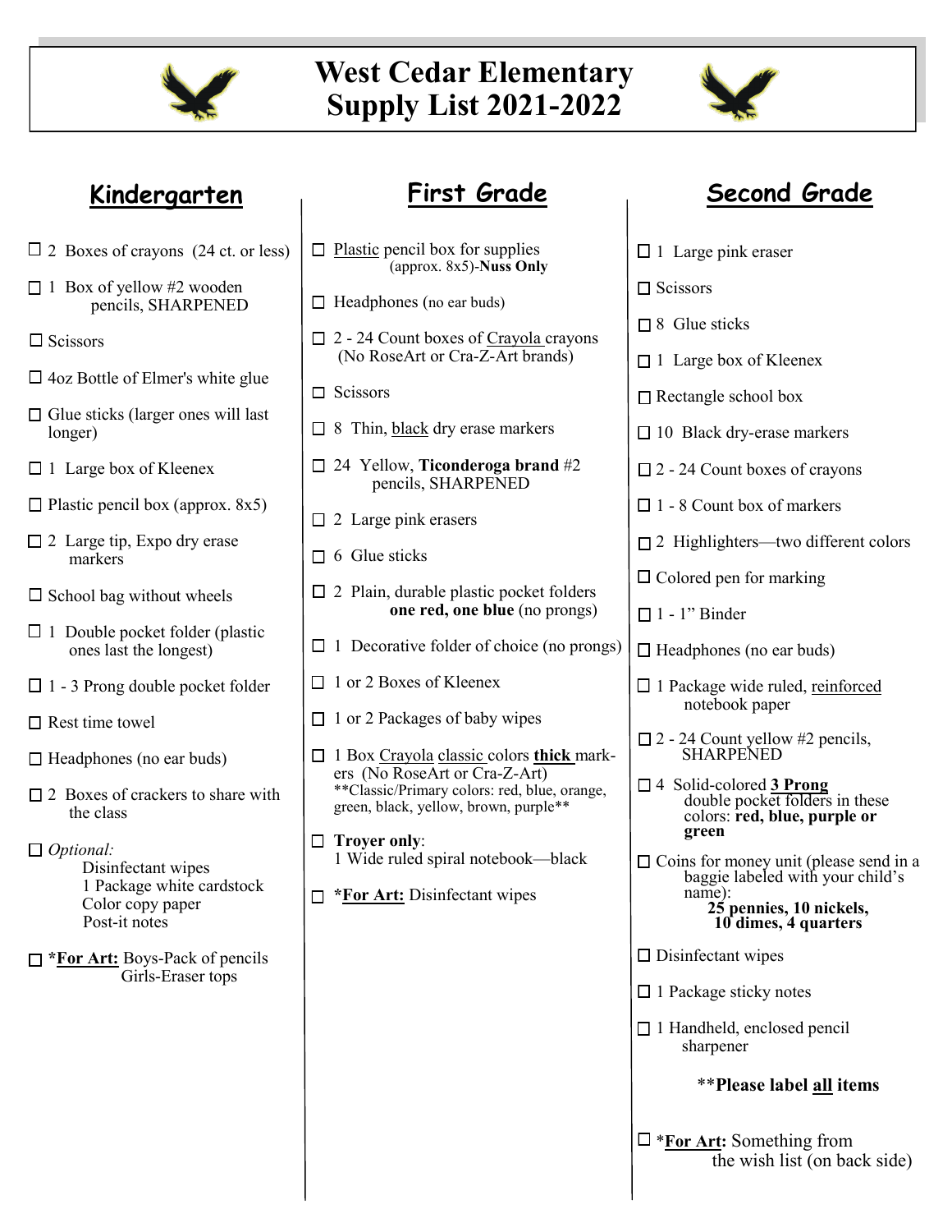# West Cedar Elementary
# Supply List 2021-2022

## Kindergarten

- ☐ 2 Boxes of crayons (24 ct. or less)
- ☐ 1 Box of yellow #2 wooden pencils, SHARPENED
- ☐ Scissors
- ☐ 4oz Bottle of Elmer's white glue
- ☐ Glue sticks (larger ones will last longer)
- ☐ 1 Large box of Kleenex
- ☐ Plastic pencil box (approx. 8x5)
- ☐ 2 Large tip, Expo dry erase markers
- ☐ School bag without wheels
- ☐ 1 Double pocket folder (plastic ones last the longest)
- ☐ 1 - 3 Prong double pocket folder
- ☐ Rest time towel
- ☐ Headphones (no ear buds)
- ☐ 2 Boxes of crackers to share with the class
- ☐ *Optional:*
  - Disinfectant wipes
  - 1 Package white cardstock
  - Color copy paper
  - Post-it notes
- ☐ ***For Art:** Boys-Pack of pencils
  Girls-Eraser tops

## First Grade

- ☐ Plastic pencil box for supplies (approx. 8x5)-**Nuss Only**
- ☐ Headphones (no ear buds)
- ☐ 2 - 24 Count boxes of Crayola crayons (No RoseArt or Cra-Z-Art brands)
- ☐ Scissors
- ☐ 8 Thin, black dry erase markers
- ☐ 24 Yellow, **Ticonderoga brand** #2 pencils, SHARPENED
- ☐ 2 Large pink erasers
- ☐ 6 Glue sticks
- ☐ 2 Plain, durable plastic pocket folders **one red, one blue** (no prongs)
- ☐ 1 Decorative folder of choice (no prongs)
- ☐ 1 or 2 Boxes of Kleenex
- ☐ 1 or 2 Packages of baby wipes
- ☐ 1 Box Crayola classic colors **thick** markers (No RoseArt or Cra-Z-Art)
  **Classic/Primary colors: red, blue, orange, green, black, yellow, brown, purple**
- ☐ **Troyer only**:
  1 Wide ruled spiral notebook—black
- ☐ ***For Art:** Disinfectant wipes

## Second Grade

- ☐ 1 Large pink eraser
- ☐ Scissors
- ☐ 8 Glue sticks
- ☐ 1 Large box of Kleenex
- ☐ Rectangle school box
- ☐ 10 Black dry-erase markers
- ☐ 2 - 24 Count boxes of crayons
- ☐ 1 - 8 Count box of markers
- ☐ 2 Highlighters—two different colors
- ☐ Colored pen for marking
- ☐ 1 - 1" Binder
- ☐ Headphones (no ear buds)
- ☐ 1 Package wide ruled, reinforced notebook paper
- ☐ 2 - 24 Count yellow #2 pencils, SHARPENED
- ☐ 4 Solid-colored **3 Prong** double pocket folders in these colors: **red, blue, purple or green**
- ☐ Coins for money unit (please send in a baggie labeled with your child's name):
  **25 pennies, 10 nickels, 10 dimes, 4 quarters**
- ☐ Disinfectant wipes
- ☐ 1 Package sticky notes
- ☐ 1 Handheld, enclosed pencil sharpener

****Please label all items**

- ☐ ***For Art:** Something from the wish list (on back side)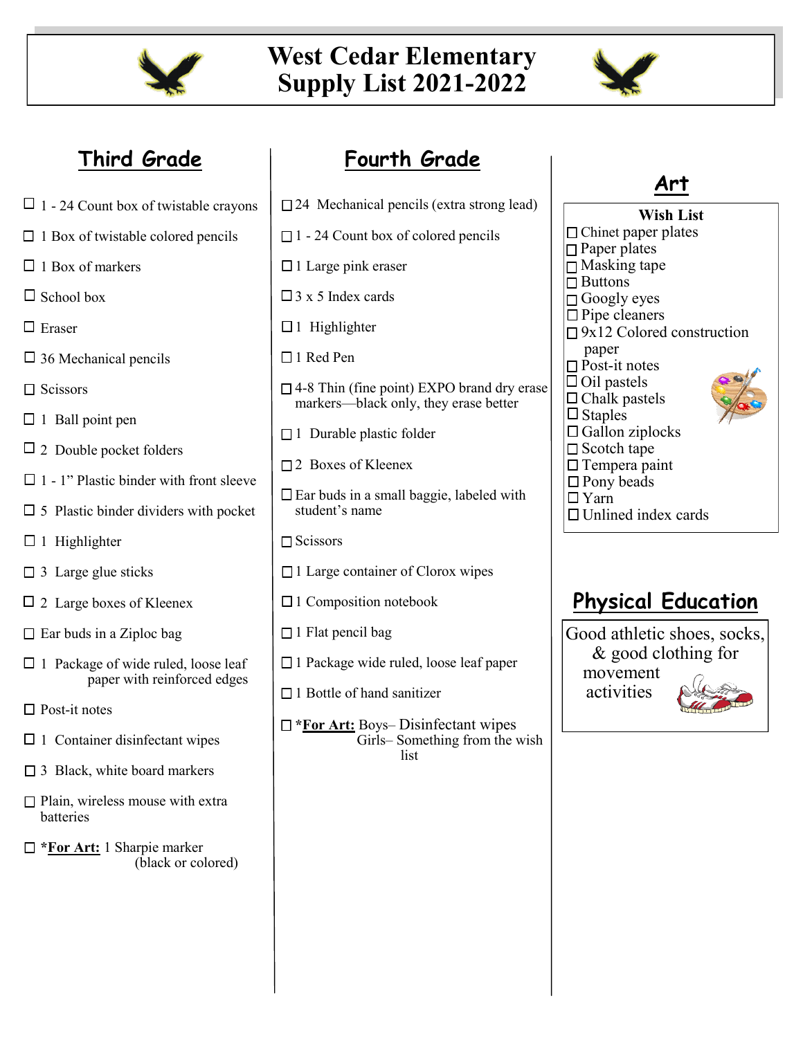# West Cedar Elementary Supply List 2021-2022

## Third Grade

- ☐ 1 - 24 Count box of twistable crayons
- ☐ 1 Box of twistable colored pencils
- ☐ 1 Box of markers
- ☐ School box
- ☐ Eraser
- ☐ 36 Mechanical pencils
- ☐ Scissors
- ☐ 1 Ball point pen
- ☐ 2 Double pocket folders
- ☐ 1 - 1" Plastic binder with front sleeve
- ☐ 5 Plastic binder dividers with pocket
- ☐ 1 Highlighter
- ☐ 3 Large glue sticks
- ☐ 2 Large boxes of Kleenex
- ☐ Ear buds in a Ziploc bag
- ☐ 1 Package of wide ruled, loose leaf paper with reinforced edges
- ☐ Post-it notes
- ☐ 1 Container disinfectant wipes
- ☐ 3 Black, white board markers
- ☐ Plain, wireless mouse with extra batteries
- ☐ ***For Art:*** 1 Sharpie marker (black or colored)

## Fourth Grade

- ☐ 24 Mechanical pencils (extra strong lead)
- ☐ 1 - 24 Count box of colored pencils
- ☐ 1 Large pink eraser
- ☐ 3 x 5 Index cards
- ☐ 1 Highlighter
- ☐ 1 Red Pen
- ☐ 4-8 Thin (fine point) EXPO brand dry erase markers—black only, they erase better
- ☐ 1 Durable plastic folder
- ☐ 2 Boxes of Kleenex
- ☐ Ear buds in a small baggie, labeled with student's name
- ☐ Scissors
- ☐ 1 Large container of Clorox wipes
- ☐ 1 Composition notebook
- ☐ 1 Flat pencil bag
- ☐ 1 Package wide ruled, loose leaf paper
- ☐ 1 Bottle of hand sanitizer
- ☐ ***For Art:*** Boys– Disinfectant wipes; Girls– Something from the wish list

## Art

**Wish List**

- ☐ Chinet paper plates
- ☐ Paper plates
- ☐ Masking tape
- ☐ Buttons
- ☐ Googly eyes
- ☐ Pipe cleaners
- ☐ 9x12 Colored construction paper
- ☐ Post-it notes
- ☐ Oil pastels
- ☐ Chalk pastels
- ☐ Staples
- ☐ Gallon ziplocks
- ☐ Scotch tape
- ☐ Tempera paint
- ☐ Pony beads
- ☐ Yarn
- ☐ Unlined index cards

## Physical Education

Good athletic shoes, socks, & good clothing for movement activities